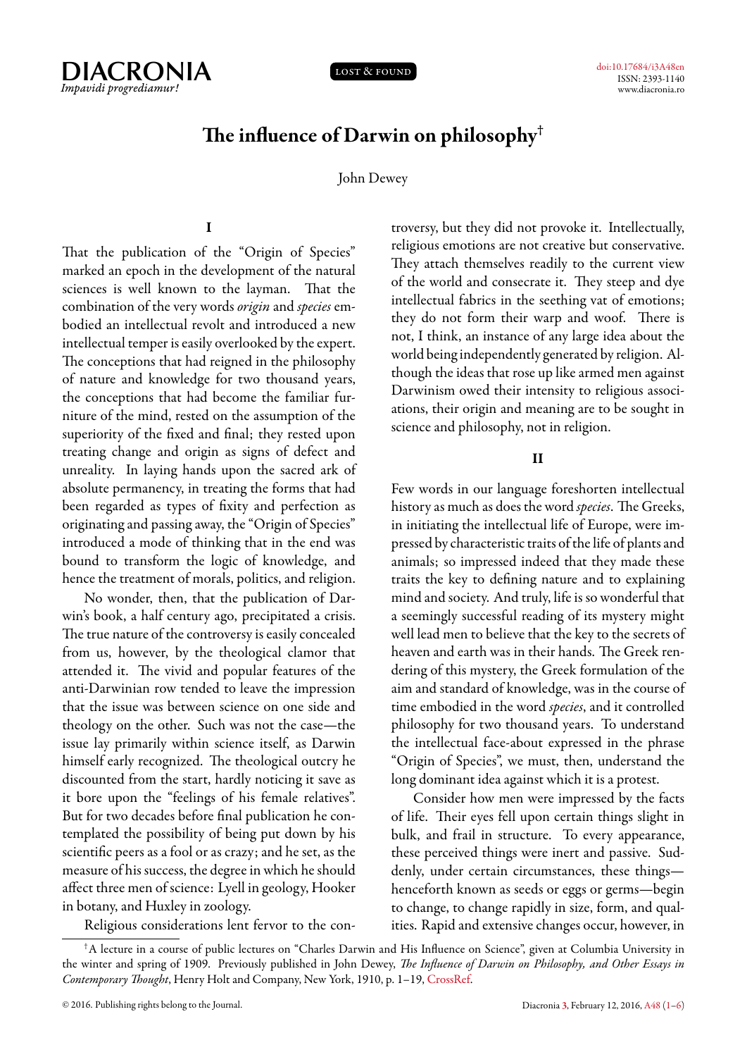# The influence of Darwin on philosophy†

John Dewey

## I

That the publication of the "Origin of Species" marked an epoch in the development of the natural sciences is well known to the layman. That the combination of the very words *origin* and *species* embodied an intellectual revolt and introduced a new intellectual temper is easily overlooked by the expert. The conceptions that had reigned in the philosophy of nature and knowledge for two thousand years, the conceptions that had become the familiar furniture of the mind, rested on the assumption of the superiority of the fixed and final; they rested upon treating change and origin as signs of defect and unreality. In laying hands upon the sacred ark of absolute permanency, in treating the forms that had been regarded as types of fixity and perfection as originating and passing away, the "Origin of Species" introduced a mode of thinking that in the end was bound to transform the logic of knowledge, and hence the treatment of morals, politics, and religion.

No wonder, then, that the publication of Darwin's book, a half century ago, precipitated a crisis. The true nature of the controversy is easily concealed from us, however, by the theological clamor that attended it. The vivid and popular features of the anti-Darwinian row tended to leave the impression that the issue was between science on one side and theology on the other. Such was not the case—the issue lay primarily within science itself, as Darwin himself early recognized. The theological outcry he discounted from the start, hardly noticing it save as it bore upon the "feelings of his female relatives". But for two decades before final publication he contemplated the possibility of being put down by his scientific peers as a fool or as crazy; and he set, as the measure of his success, the degree in which he should affect three men of science: Lyell in geology, Hooker in botany, and Huxley in zoology.

Religious considerations lent fervor to the controversy, but they did not provoke it. Intellectually, religious emotions are not creative but conservative. They attach themselves readily to the current view of the world and consecrate it. They steep and dye intellectual fabrics in the seething vat of emotions; they do not form their warp and woof. There is not, I think, an instance of any large idea about the world being independently generated by religion. Although the ideas that rose up like armed men against Darwinism owed their intensity to religious associations, their origin and meaning are to be sought in science and philosophy, not in religion.

## II

Few words in our language foreshorten intellectual history as much as does the word *species*. The Greeks, in initiating the intellectual life of Europe, were impressed by characteristic traits of the life of plants and animals; so impressed indeed that they made these traits the key to defining nature and to explaining mind and society. And truly, life is so wonderful that a seemingly successful reading of its mystery might well lead men to believe that the key to the secrets of heaven and earth was in their hands. The Greek rendering of this mystery, the Greek formulation of the aim and standard of knowledge, was in the course of time embodied in the word *species*, and it controlled philosophy for two thousand years. To understand the intellectual face-about expressed in the phrase "Origin of Species", we must, then, understand the long dominant idea against which it is a protest.

Consider how men were impressed by the facts of life. Their eyes fell upon certain things slight in bulk, and frail in structure. To every appearance, these perceived things were inert and passive. Suddenly, under certain circumstances, these things—henceforth known as seeds or eggs or germs—begin to change, to change rapidly in size, form, and qualities. Rapid and extensive changes occur, however, in

---

†A lecture in a course of public lectures on "Charles Darwin and His Influence on Science", given at Columbia University in the winter and spring of 1909. Previously published in John Dewey, *The Influence of Darwin on Philosophy, and Other Essays in Contemporary Thought*, Henry Holt and Company, New York, 1910, p. 1–19, CrossRef.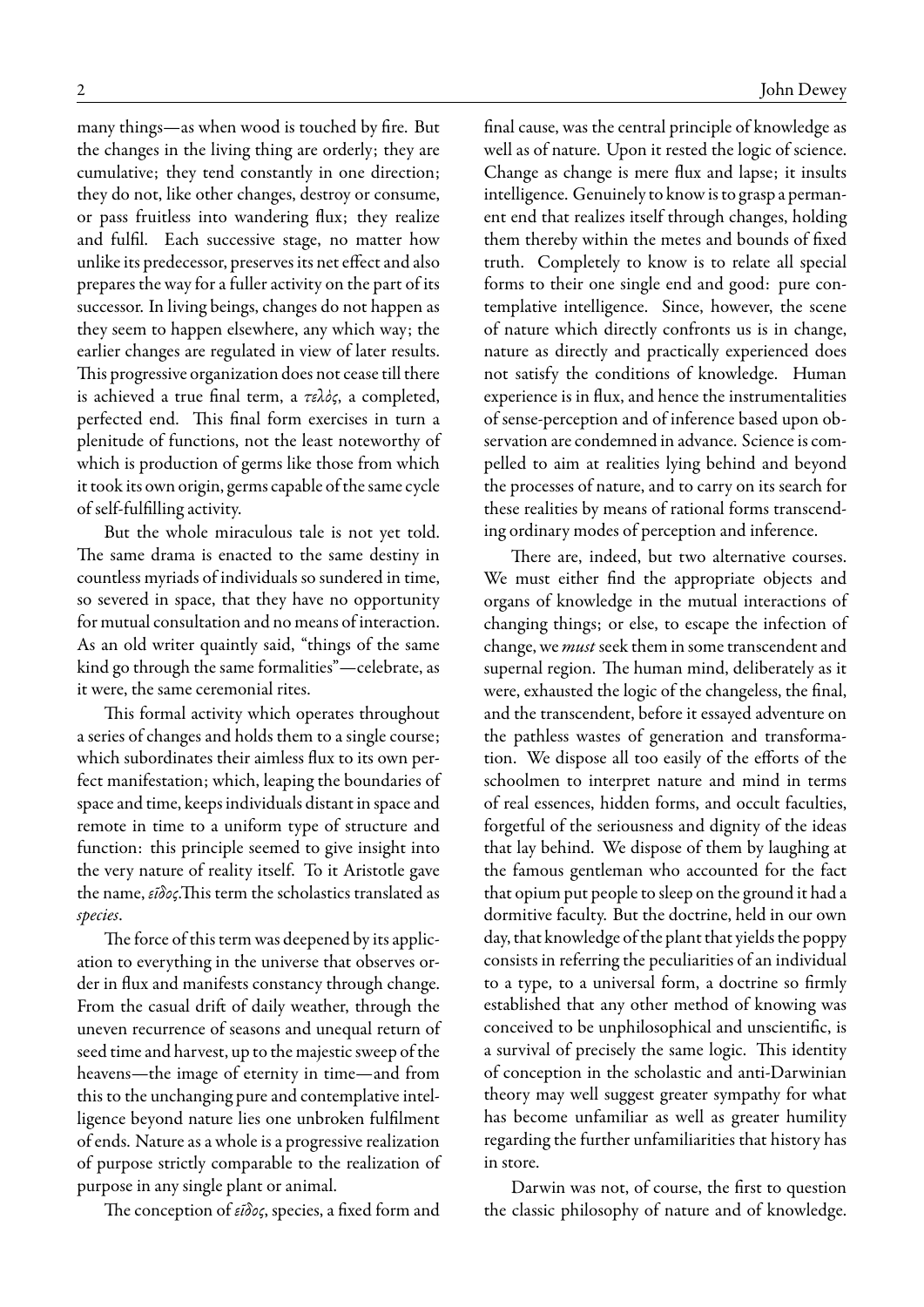many things—as when wood is touched by fire. But the changes in the living thing are orderly; they are cumulative; they tend constantly in one direction; they do not, like other changes, destroy or consume, or pass fruitless into wandering flux; they realize and fulfil. Each successive stage, no matter how unlike its predecessor, preserves its net effect and also prepares the way for a fuller activity on the part of its successor. In living beings, changes do not happen as they seem to happen elsewhere, any which way; the earlier changes are regulated in view of later results. This progressive organization does not cease till there is achieved a true final term, a *τελὸς*, a completed, perfected end. This final form exercises in turn a plenitude of functions, not the least noteworthy of which is production of germs like those from which it took its own origin, germs capable of the same cycle of self-fulfilling activity.

But the whole miraculous tale is not yet told. The same drama is enacted to the same destiny in countless myriads of individuals so sundered in time, so severed in space, that they have no opportunity for mutual consultation and no means of interaction. As an old writer quaintly said, "things of the same kind go through the same formalities"—celebrate, as it were, the same ceremonial rites.

This formal activity which operates throughout a series of changes and holds them to a single course; which subordinates their aimless flux to its own perfect manifestation; which, leaping the boundaries of space and time, keeps individuals distant in space and remote in time to a uniform type of structure and function: this principle seemed to give insight into the very nature of reality itself. To it Aristotle gave the name, *εἶδος*.This term the scholastics translated as *species*.

The force of this term was deepened by its application to everything in the universe that observes order in flux and manifests constancy through change. From the casual drift of daily weather, through the uneven recurrence of seasons and unequal return of seed time and harvest, up to the majestic sweep of the heavens—the image of eternity in time—and from this to the unchanging pure and contemplative intelligence beyond nature lies one unbroken fulfilment of ends. Nature as a whole is a progressive realization of purpose strictly comparable to the realization of purpose in any single plant or animal.

The conception of *εἶδος*, species, a fixed form and final cause, was the central principle of knowledge as well as of nature. Upon it rested the logic of science. Change as change is mere flux and lapse; it insults intelligence. Genuinely to know is to grasp a permanent end that realizes itself through changes, holding them thereby within the metes and bounds of fixed truth. Completely to know is to relate all special forms to their one single end and good: pure contemplative intelligence. Since, however, the scene of nature which directly confronts us is in change, nature as directly and practically experienced does not satisfy the conditions of knowledge. Human experience is in flux, and hence the instrumentalities of sense-perception and of inference based upon observation are condemned in advance. Science is compelled to aim at realities lying behind and beyond the processes of nature, and to carry on its search for these realities by means of rational forms transcending ordinary modes of perception and inference.

There are, indeed, but two alternative courses. We must either find the appropriate objects and organs of knowledge in the mutual interactions of changing things; or else, to escape the infection of change, we *must* seek them in some transcendent and supernal region. The human mind, deliberately as it were, exhausted the logic of the changeless, the final, and the transcendent, before it essayed adventure on the pathless wastes of generation and transformation. We dispose all too easily of the efforts of the schoolmen to interpret nature and mind in terms of real essences, hidden forms, and occult faculties, forgetful of the seriousness and dignity of the ideas that lay behind. We dispose of them by laughing at the famous gentleman who accounted for the fact that opium put people to sleep on the ground it had a dormitive faculty. But the doctrine, held in our own day, that knowledge of the plant that yields the poppy consists in referring the peculiarities of an individual to a type, to a universal form, a doctrine so firmly established that any other method of knowing was conceived to be unphilosophical and unscientific, is a survival of precisely the same logic. This identity of conception in the scholastic and anti-Darwinian theory may well suggest greater sympathy for what has become unfamiliar as well as greater humility regarding the further unfamiliarities that history has in store.

Darwin was not, of course, the first to question the classic philosophy of nature and of knowledge.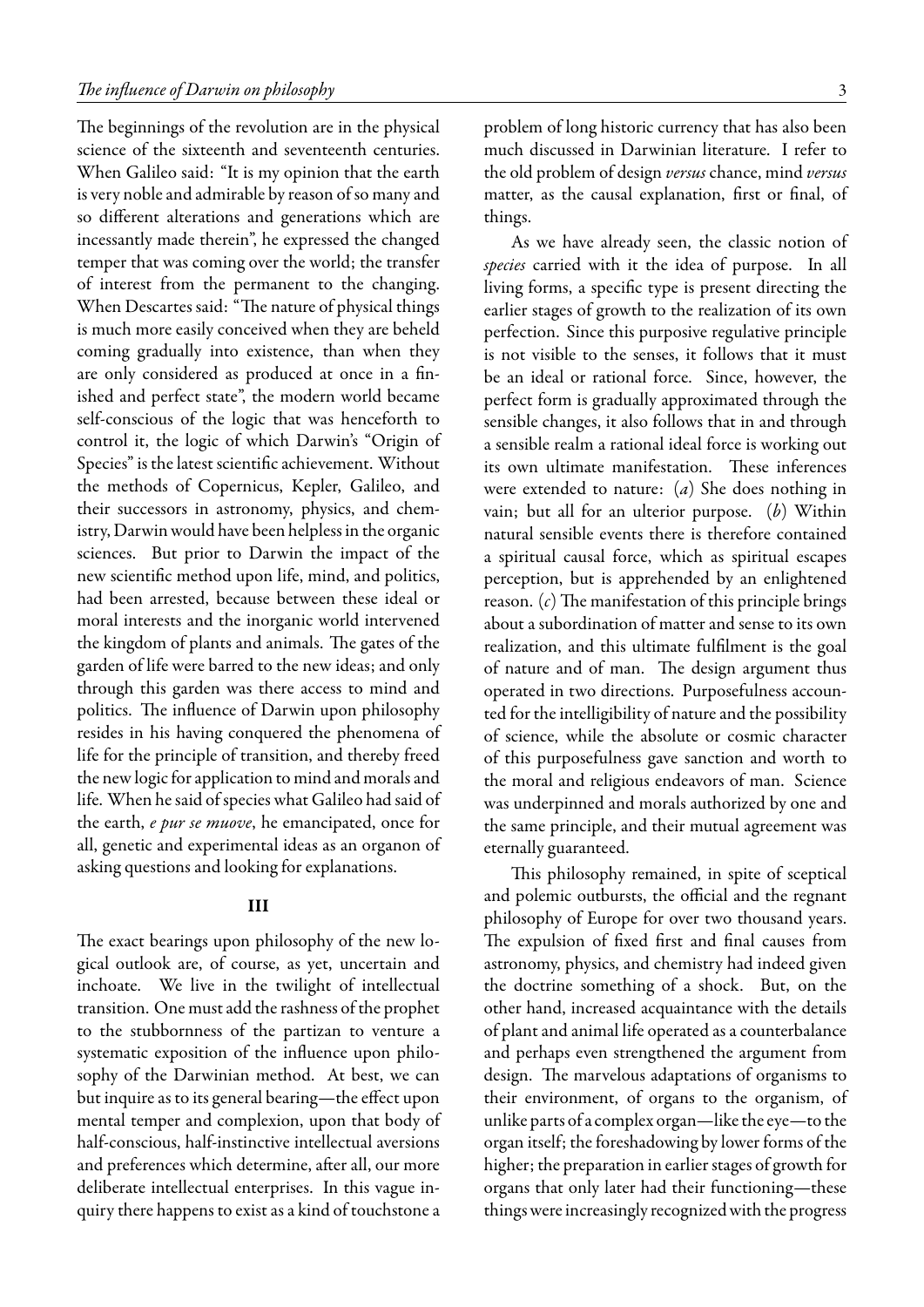The beginnings of the revolution are in the physical science of the sixteenth and seventeenth centuries. When Galileo said: "It is my opinion that the earth is very noble and admirable by reason of so many and so different alterations and generations which are incessantly made therein", he expressed the changed temper that was coming over the world; the transfer of interest from the permanent to the changing. When Descartes said: "The nature of physical things is much more easily conceived when they are beheld coming gradually into existence, than when they are only considered as produced at once in a finished and perfect state", the modern world became self-conscious of the logic that was henceforth to control it, the logic of which Darwin's "Origin of Species" is the latest scientific achievement. Without the methods of Copernicus, Kepler, Galileo, and their successors in astronomy, physics, and chemistry, Darwin would have been helpless in the organic sciences. But prior to Darwin the impact of the new scientific method upon life, mind, and politics, had been arrested, because between these ideal or moral interests and the inorganic world intervened the kingdom of plants and animals. The gates of the garden of life were barred to the new ideas; and only through this garden was there access to mind and politics. The influence of Darwin upon philosophy resides in his having conquered the phenomena of life for the principle of transition, and thereby freed the new logic for application to mind and morals and life. When he said of species what Galileo had said of the earth, *e pur se muove*, he emancipated, once for all, genetic and experimental ideas as an organon of asking questions and looking for explanations.

### III

The exact bearings upon philosophy of the new logical outlook are, of course, as yet, uncertain and inchoate. We live in the twilight of intellectual transition. One must add the rashness of the prophet to the stubbornness of the partizan to venture a systematic exposition of the influence upon philosophy of the Darwinian method. At best, we can but inquire as to its general bearing—the effect upon mental temper and complexion, upon that body of half-conscious, half-instinctive intellectual aversions and preferences which determine, after all, our more deliberate intellectual enterprises. In this vague inquiry there happens to exist as a kind of touchstone a problem of long historic currency that has also been much discussed in Darwinian literature. I refer to the old problem of design *versus* chance, mind *versus* matter, as the causal explanation, first or final, of things.

As we have already seen, the classic notion of *species* carried with it the idea of purpose. In all living forms, a specific type is present directing the earlier stages of growth to the realization of its own perfection. Since this purposive regulative principle is not visible to the senses, it follows that it must be an ideal or rational force. Since, however, the perfect form is gradually approximated through the sensible changes, it also follows that in and through a sensible realm a rational ideal force is working out its own ultimate manifestation. These inferences were extended to nature: (*a*) She does nothing in vain; but all for an ulterior purpose. (*b*) Within natural sensible events there is therefore contained a spiritual causal force, which as spiritual escapes perception, but is apprehended by an enlightened reason. (*c*) The manifestation of this principle brings about a subordination of matter and sense to its own realization, and this ultimate fulfilment is the goal of nature and of man. The design argument thus operated in two directions. Purposefulness accounted for the intelligibility of nature and the possibility of science, while the absolute or cosmic character of this purposefulness gave sanction and worth to the moral and religious endeavors of man. Science was underpinned and morals authorized by one and the same principle, and their mutual agreement was eternally guaranteed.

This philosophy remained, in spite of sceptical and polemic outbursts, the official and the regnant philosophy of Europe for over two thousand years. The expulsion of fixed first and final causes from astronomy, physics, and chemistry had indeed given the doctrine something of a shock. But, on the other hand, increased acquaintance with the details of plant and animal life operated as a counterbalance and perhaps even strengthened the argument from design. The marvelous adaptations of organisms to their environment, of organs to the organism, of unlike parts of a complex organ—like the eye—to the organ itself; the foreshadowing by lower forms of the higher; the preparation in earlier stages of growth for organs that only later had their functioning—these things were increasingly recognized with the progress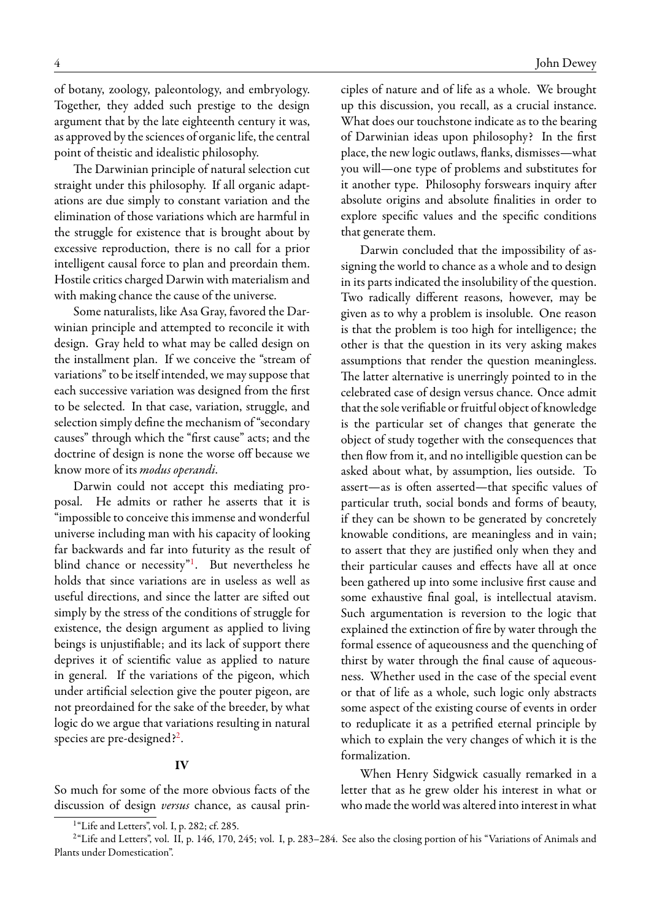of botany, zoology, paleontology, and embryology. Together, they added such prestige to the design argument that by the late eighteenth century it was, as approved by the sciences of organic life, the central point of theistic and idealistic philosophy.

The Darwinian principle of natural selection cut straight under this philosophy. If all organic adaptations are due simply to constant variation and the elimination of those variations which are harmful in the struggle for existence that is brought about by excessive reproduction, there is no call for a prior intelligent causal force to plan and preordain them. Hostile critics charged Darwin with materialism and with making chance the cause of the universe.

Some naturalists, like Asa Gray, favored the Darwinian principle and attempted to reconcile it with design. Gray held to what may be called design on the installment plan. If we conceive the "stream of variations" to be itself intended, we may suppose that each successive variation was designed from the first to be selected. In that case, variation, struggle, and selection simply define the mechanism of "secondary causes" through which the "first cause" acts; and the doctrine of design is none the worse off because we know more of its *modus operandi*.

Darwin could not accept this mediating proposal. He admits or rather he asserts that it is "impossible to conceive this immense and wonderful universe including man with his capacity of looking far backwards and far into futurity as the result of blind chance or necessity"[1]. But nevertheless he holds that since variations are in useless as well as useful directions, and since the latter are sifted out simply by the stress of the conditions of struggle for existence, the design argument as applied to living beings is unjustifiable; and its lack of support there deprives it of scientific value as applied to nature in general. If the variations of the pigeon, which under artificial selection give the pouter pigeon, are not preordained for the sake of the breeder, by what logic do we argue that variations resulting in natural species are pre-designed?[2].

## IV

So much for some of the more obvious facts of the discussion of design *versus* chance, as causal principles of nature and of life as a whole. We brought up this discussion, you recall, as a crucial instance. What does our touchstone indicate as to the bearing of Darwinian ideas upon philosophy? In the first place, the new logic outlaws, flanks, dismisses—what you will—one type of problems and substitutes for it another type. Philosophy forswears inquiry after absolute origins and absolute finalities in order to explore specific values and the specific conditions that generate them.

Darwin concluded that the impossibility of assigning the world to chance as a whole and to design in its parts indicated the insolubility of the question. Two radically different reasons, however, may be given as to why a problem is insoluble. One reason is that the problem is too high for intelligence; the other is that the question in its very asking makes assumptions that render the question meaningless. The latter alternative is unerringly pointed to in the celebrated case of design versus chance. Once admit that the sole verifiable or fruitful object of knowledge is the particular set of changes that generate the object of study together with the consequences that then flow from it, and no intelligible question can be asked about what, by assumption, lies outside. To assert—as is often asserted—that specific values of particular truth, social bonds and forms of beauty, if they can be shown to be generated by concretely knowable conditions, are meaningless and in vain; to assert that they are justified only when they and their particular causes and effects have all at once been gathered up into some inclusive first cause and some exhaustive final goal, is intellectual atavism. Such argumentation is reversion to the logic that explained the extinction of fire by water through the formal essence of aqueousness and the quenching of thirst by water through the final cause of aqueousness. Whether used in the case of the special event or that of life as a whole, such logic only abstracts some aspect of the existing course of events in order to reduplicate it as a petrified eternal principle by which to explain the very changes of which it is the formalization.

When Henry Sidgwick casually remarked in a letter that as he grew older his interest in what or who made the world was altered into interest in what

---

[1] "Life and Letters", vol. I, p. 282; cf. 285.

[2] "Life and Letters", vol. II, p. 146, 170, 245; vol. I, p. 283–284. See also the closing portion of his "Variations of Animals and Plants under Domestication".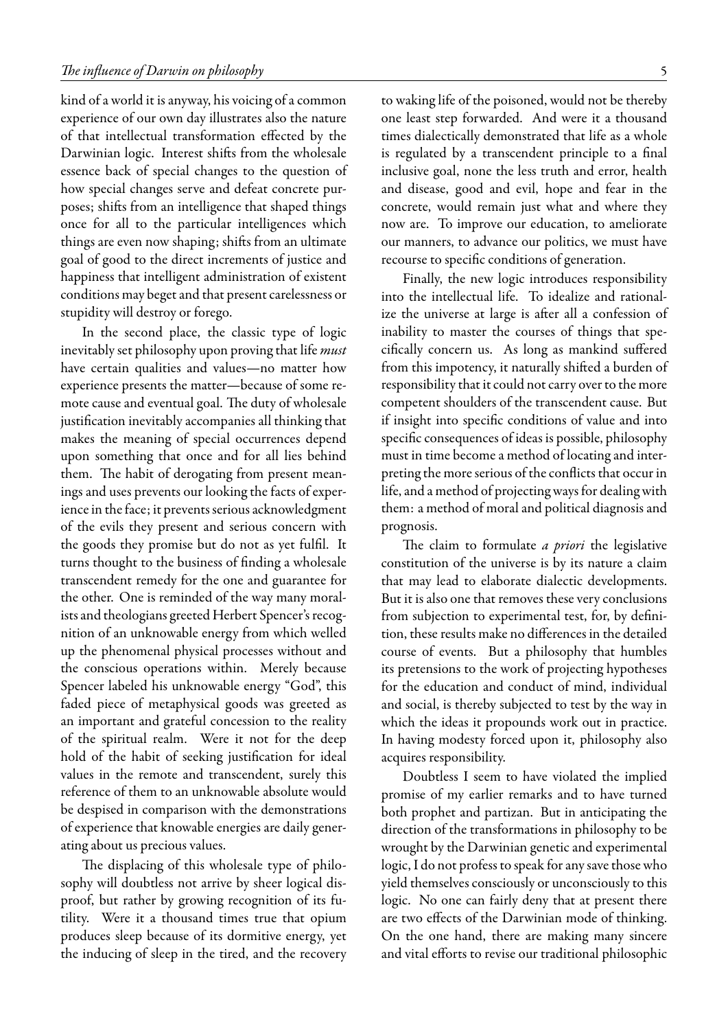kind of a world it is anyway, his voicing of a common experience of our own day illustrates also the nature of that intellectual transformation effected by the Darwinian logic. Interest shifts from the wholesale essence back of special changes to the question of how special changes serve and defeat concrete purposes; shifts from an intelligence that shaped things once for all to the particular intelligences which things are even now shaping; shifts from an ultimate goal of good to the direct increments of justice and happiness that intelligent administration of existent conditions may beget and that present carelessness or stupidity will destroy or forego.

In the second place, the classic type of logic inevitably set philosophy upon proving that life *must* have certain qualities and values—no matter how experience presents the matter—because of some remote cause and eventual goal. The duty of wholesale justification inevitably accompanies all thinking that makes the meaning of special occurrences depend upon something that once and for all lies behind them. The habit of derogating from present meanings and uses prevents our looking the facts of experience in the face; it prevents serious acknowledgment of the evils they present and serious concern with the goods they promise but do not as yet fulfil. It turns thought to the business of finding a wholesale transcendent remedy for the one and guarantee for the other. One is reminded of the way many moralists and theologians greeted Herbert Spencer's recognition of an unknowable energy from which welled up the phenomenal physical processes without and the conscious operations within. Merely because Spencer labeled his unknowable energy "God", this faded piece of metaphysical goods was greeted as an important and grateful concession to the reality of the spiritual realm. Were it not for the deep hold of the habit of seeking justification for ideal values in the remote and transcendent, surely this reference of them to an unknowable absolute would be despised in comparison with the demonstrations of experience that knowable energies are daily generating about us precious values.

The displacing of this wholesale type of philosophy will doubtless not arrive by sheer logical disproof, but rather by growing recognition of its futility. Were it a thousand times true that opium produces sleep because of its dormitive energy, yet the inducing of sleep in the tired, and the recovery to waking life of the poisoned, would not be thereby one least step forwarded. And were it a thousand times dialectically demonstrated that life as a whole is regulated by a transcendent principle to a final inclusive goal, none the less truth and error, health and disease, good and evil, hope and fear in the concrete, would remain just what and where they now are. To improve our education, to ameliorate our manners, to advance our politics, we must have recourse to specific conditions of generation.

Finally, the new logic introduces responsibility into the intellectual life. To idealize and rationalize the universe at large is after all a confession of inability to master the courses of things that specifically concern us. As long as mankind suffered from this impotency, it naturally shifted a burden of responsibility that it could not carry over to the more competent shoulders of the transcendent cause. But if insight into specific conditions of value and into specific consequences of ideas is possible, philosophy must in time become a method of locating and interpreting the more serious of the conflicts that occur in life, and a method of projecting ways for dealing with them: a method of moral and political diagnosis and prognosis.

The claim to formulate *a priori* the legislative constitution of the universe is by its nature a claim that may lead to elaborate dialectic developments. But it is also one that removes these very conclusions from subjection to experimental test, for, by definition, these results make no differences in the detailed course of events. But a philosophy that humbles its pretensions to the work of projecting hypotheses for the education and conduct of mind, individual and social, is thereby subjected to test by the way in which the ideas it propounds work out in practice. In having modesty forced upon it, philosophy also acquires responsibility.

Doubtless I seem to have violated the implied promise of my earlier remarks and to have turned both prophet and partizan. But in anticipating the direction of the transformations in philosophy to be wrought by the Darwinian genetic and experimental logic, I do not profess to speak for any save those who yield themselves consciously or unconsciously to this logic. No one can fairly deny that at present there are two effects of the Darwinian mode of thinking. On the one hand, there are making many sincere and vital efforts to revise our traditional philosophic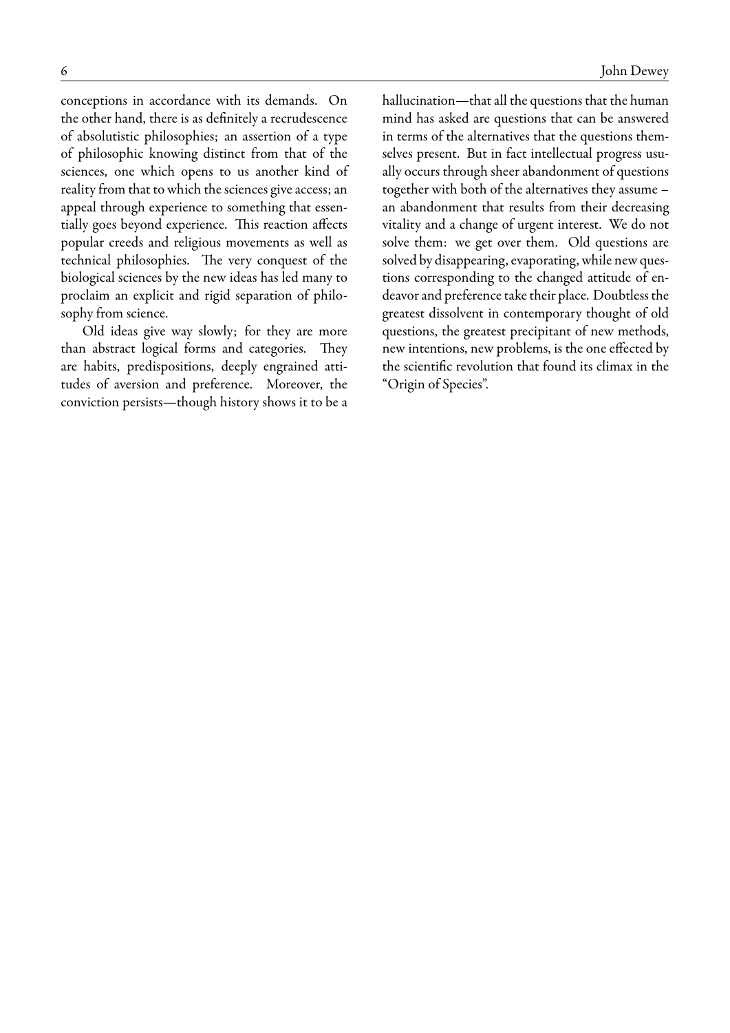conceptions in accordance with its demands. On the other hand, there is as definitely a recrudescence of absolutistic philosophies; an assertion of a type of philosophic knowing distinct from that of the sciences, one which opens to us another kind of reality from that to which the sciences give access; an appeal through experience to something that essentially goes beyond experience. This reaction affects popular creeds and religious movements as well as technical philosophies. The very conquest of the biological sciences by the new ideas has led many to proclaim an explicit and rigid separation of philosophy from science.

Old ideas give way slowly; for they are more than abstract logical forms and categories. They are habits, predispositions, deeply engrained attitudes of aversion and preference. Moreover, the conviction persists—though history shows it to be a hallucination—that all the questions that the human mind has asked are questions that can be answered in terms of the alternatives that the questions themselves present. But in fact intellectual progress usually occurs through sheer abandonment of questions together with both of the alternatives they assume – an abandonment that results from their decreasing vitality and a change of urgent interest. We do not solve them: we get over them. Old questions are solved by disappearing, evaporating, while new questions corresponding to the changed attitude of endeavor and preference take their place. Doubtless the greatest dissolvent in contemporary thought of old questions, the greatest precipitant of new methods, new intentions, new problems, is the one effected by the scientific revolution that found its climax in the "Origin of Species".